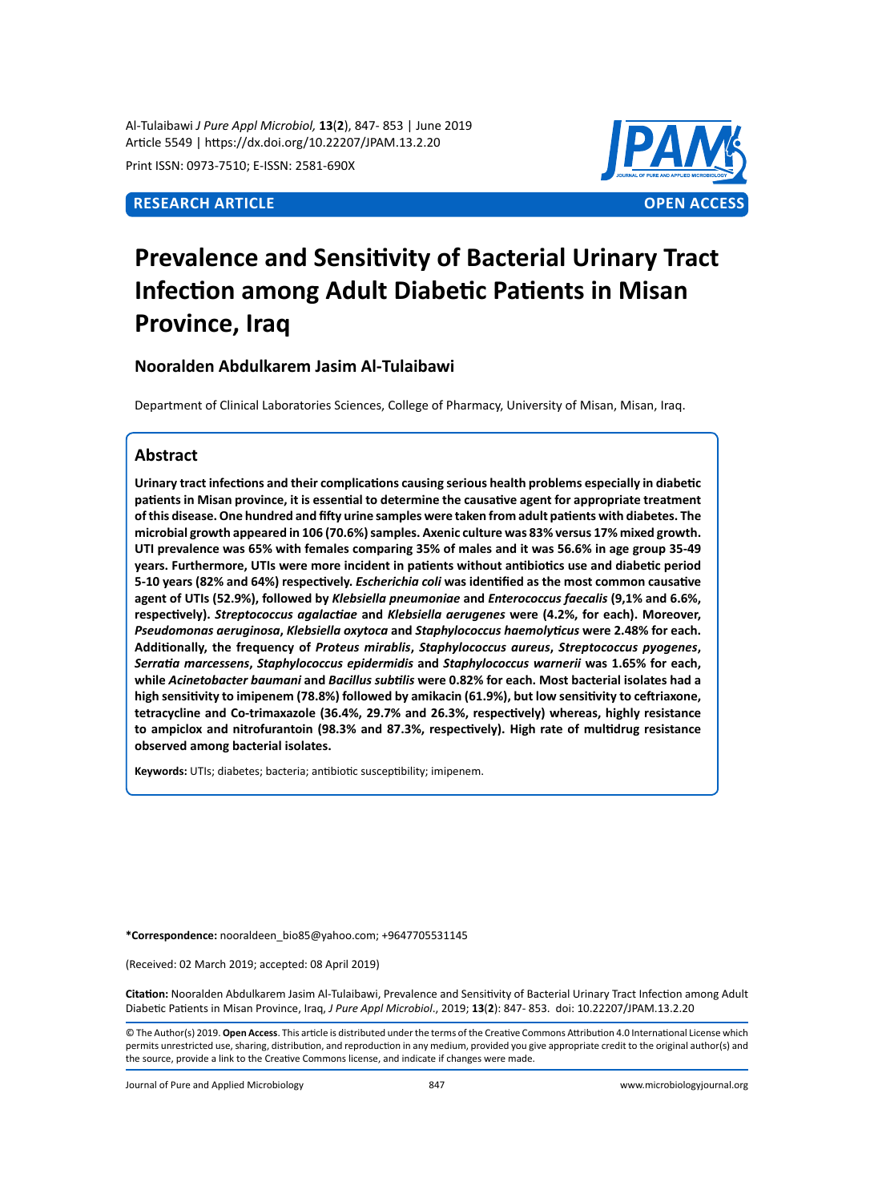**RESEARCH ARTICLE** **OPEN ACCESS**

# Prevalence and Sensitivity of Bacterial Urinary Tract Infection among Adult Diabetic Patients in Misan Province, Iraq

### Nooralden Abdulkarem Jasim Al-Tulaibawi

Department of Clinical Laboratories Sciences, College of Pharmacy, University of Misan, Misan, Iraq.

## Abstract

**Urinary tract infections and their complications causing serious health problems especially in diabetic patients in Misan province, it is essential to determine the causative agent for appropriate treatment of this disease. One hundred and fifty urine samples were taken from adult patients with diabetes. The microbial growth appeared in 106 (70.6%) samples. Axenic culture was 83% versus 17% mixed growth. UTI prevalence was 65% with females comparing 35% of males and it was 56.6% in age group 35-49 years. Furthermore, UTIs were more incident in patients without antibiotics use and diabetic period 5-10 years (82% and 64%) respectively. *Escherichia coli* was identified as the most common causative agent of UTIs (52.9%), followed by *Klebsiella pneumoniae* and *Enterococcus faecalis* (9,1% and 6.6%, respectively). *Streptococcus agalactiae* and *Klebsiella aerugenes* were (4.2%, for each). Moreover, *Pseudomonas aeruginosa*, *Klebsiella oxytoca* and *Staphylococcus haemolyticus* were 2.48% for each. Additionally, the frequency of *Proteus mirablis*, *Staphylococcus aureus*, *Streptococcus pyogenes*, *Serratia marcessens*, *Staphylococcus epidermidis* and *Staphylococcus warnerii* was 1.65% for each, while *Acinetobacter baumani* and *Bacillus subtilis* were 0.82% for each. Most bacterial isolates had a high sensitivity to imipenem (78.8%) followed by amikacin (61.9%), but low sensitivity to ceftriaxone, tetracycline and Co-trimaxazole (36.4%, 29.7% and 26.3%, respectively) whereas, highly resistance to ampiclox and nitrofurantoin (98.3% and 87.3%, respectively). High rate of multidrug resistance observed among bacterial isolates.**

**Keywords:** UTIs; diabetes; bacteria; antibiotic susceptibility; imipenem.

**\*Correspondence:** nooraldeen_bio85@yahoo.com; +9647705531145

(Received: 02 March 2019; accepted: 08 April 2019)

**Citation:** Nooralden Abdulkarem Jasim Al-Tulaibawi, Prevalence and Sensitivity of Bacterial Urinary Tract Infection among Adult Diabetic Patients in Misan Province, Iraq, *J Pure Appl Microbiol*., 2019; **13**(**2**): 847- 853. doi: 10.22207/JPAM.13.2.20

© The Author(s) 2019. **Open Access**. This article is distributed under the terms of the Creative Commons Attribution 4.0 International License which permits unrestricted use, sharing, distribution, and reproduction in any medium, provided you give appropriate credit to the original author(s) and the source, provide a link to the Creative Commons license, and indicate if changes were made.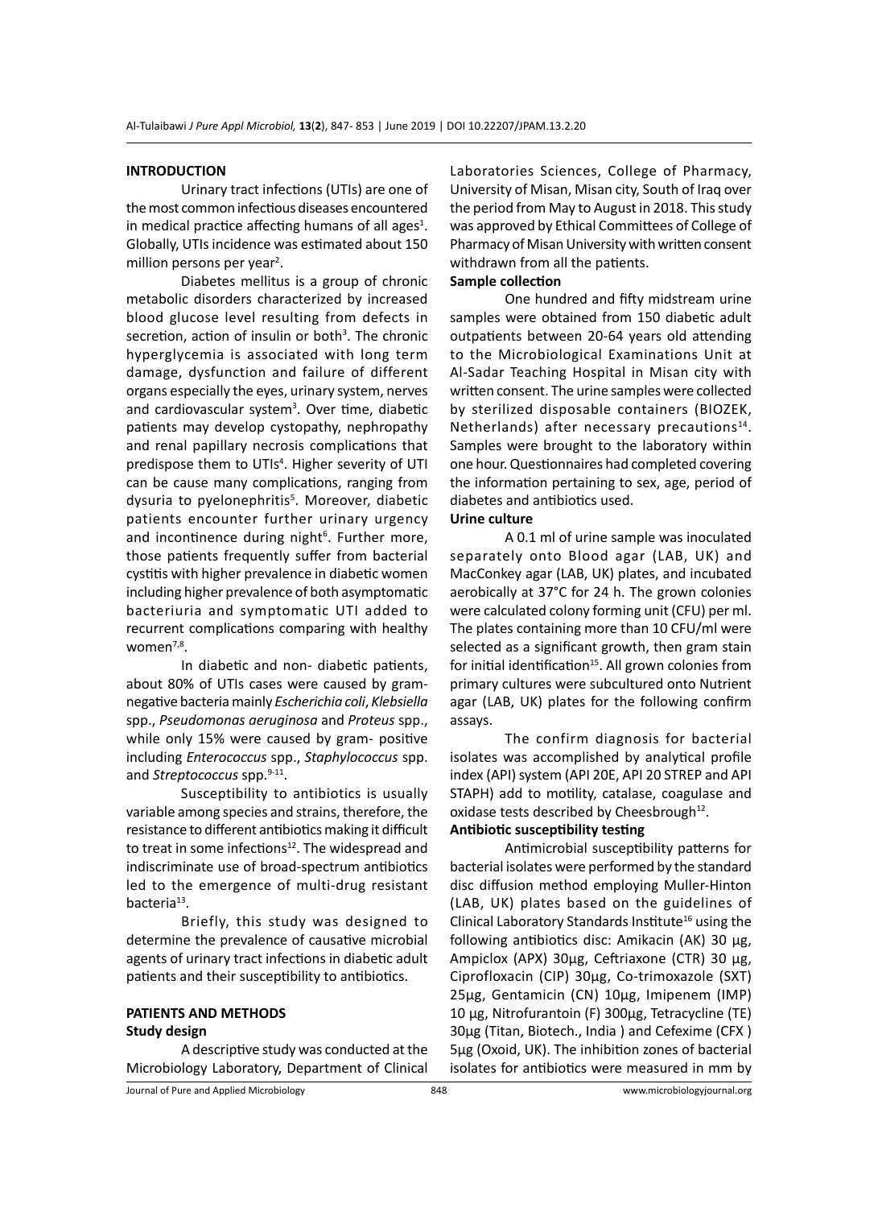## INTRODUCTION

Urinary tract infections (UTIs) are one of the most common infectious diseases encountered in medical practice affecting humans of all ages[1]. Globally, UTIs incidence was estimated about 150 million persons per year[2].

Diabetes mellitus is a group of chronic metabolic disorders characterized by increased blood glucose level resulting from defects in secretion, action of insulin or both[3]. The chronic hyperglycemia is associated with long term damage, dysfunction and failure of different organs especially the eyes, urinary system, nerves and cardiovascular system[3]. Over time, diabetic patients may develop cystopathy, nephropathy and renal papillary necrosis complications that predispose them to UTIs[4]. Higher severity of UTI can be cause many complications, ranging from dysuria to pyelonephritis[5]. Moreover, diabetic patients encounter further urinary urgency and incontinence during night[6]. Further more, those patients frequently suffer from bacterial cystitis with higher prevalence in diabetic women including higher prevalence of both asymptomatic bacteriuria and symptomatic UTI added to recurrent complications comparing with healthy women[7,8].

In diabetic and non- diabetic patients, about 80% of UTIs cases were caused by gram-negative bacteria mainly *Escherichia coli*, *Klebsiella* spp., *Pseudomonas aeruginosa* and *Proteus* spp., while only 15% were caused by gram- positive including *Enterococcus* spp., *Staphylococcus* spp. and *Streptococcus* spp.[9-11].

Susceptibility to antibiotics is usually variable among species and strains, therefore, the resistance to different antibiotics making it difficult to treat in some infections[12]. The widespread and indiscriminate use of broad-spectrum antibiotics led to the emergence of multi-drug resistant bacteria[13].

Briefly, this study was designed to determine the prevalence of causative microbial agents of urinary tract infections in diabetic adult patients and their susceptibility to antibiotics.

## PATIENTS AND METHODS

### Study design

A descriptive study was conducted at the Microbiology Laboratory, Department of Clinical Laboratories Sciences, College of Pharmacy, University of Misan, Misan city, South of Iraq over the period from May to August in 2018. This study was approved by Ethical Committees of College of Pharmacy of Misan University with written consent withdrawn from all the patients.

### Sample collection

One hundred and fifty midstream urine samples were obtained from 150 diabetic adult outpatients between 20-64 years old attending to the Microbiological Examinations Unit at Al-Sadar Teaching Hospital in Misan city with written consent. The urine samples were collected by sterilized disposable containers (BIOZEK, Netherlands) after necessary precautions[14]. Samples were brought to the laboratory within one hour. Questionnaires had completed covering the information pertaining to sex, age, period of diabetes and antibiotics used.

### Urine culture

A 0.1 ml of urine sample was inoculated separately onto Blood agar (LAB, UK) and MacConkey agar (LAB, UK) plates, and incubated aerobically at 37°C for 24 h. The grown colonies were calculated colony forming unit (CFU) per ml. The plates containing more than 10 CFU/ml were selected as a significant growth, then gram stain for initial identification[15]. All grown colonies from primary cultures were subcultured onto Nutrient agar (LAB, UK) plates for the following confirm assays.

The confirm diagnosis for bacterial isolates was accomplished by analytical profile index (API) system (API 20E, API 20 STREP and API STAPH) add to motility, catalase, coagulase and oxidase tests described by Cheesbrough[12].

### Antibiotic susceptibility testing

Antimicrobial susceptibility patterns for bacterial isolates were performed by the standard disc diffusion method employing Muller-Hinton (LAB, UK) plates based on the guidelines of Clinical Laboratory Standards Institute[16] using the following antibiotics disc: Amikacin (AK) 30 µg, Ampiclox (APX) 30µg, Ceftriaxone (CTR) 30 µg, Ciprofloxacin (CIP) 30µg, Co-trimoxazole (SXT) 25µg, Gentamicin (CN) 10µg, Imipenem (IMP) 10 µg, Nitrofurantoin (F) 300µg, Tetracycline (TE) 30µg (Titan, Biotech., India ) and Cefexime (CFX ) 5µg (Oxoid, UK). The inhibition zones of bacterial isolates for antibiotics were measured in mm by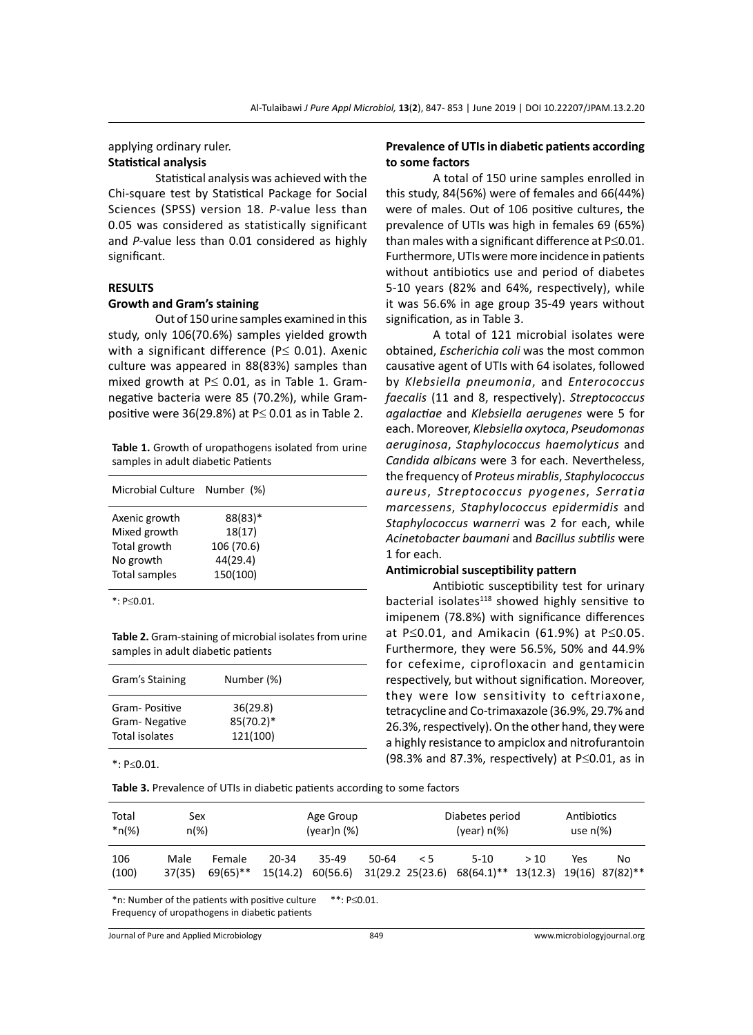applying ordinary ruler.

**Statistical analysis**

Statistical analysis was achieved with the Chi-square test by Statistical Package for Social Sciences (SPSS) version 18. *P*-value less than 0.05 was considered as statistically significant and *P*-value less than 0.01 considered as highly significant.

## RESULTS

**Growth and Gram's staining**

Out of 150 urine samples examined in this study, only 106(70.6%) samples yielded growth with a significant difference ($P \leq 0.01$). Axenic culture was appeared in 88(83%) samples than mixed growth at $P \leq 0.01$, as in Table 1. Gram-negative bacteria were 85 (70.2%), while Gram-positive were 36(29.8%) at $P \leq 0.01$ as in Table 2.

**Table 1.** Growth of uropathogens isolated from urine samples in adult diabetic Patients

| Microbial Culture | Number (%) |
|---|---|
| Axenic growth | 88(83)* |
| Mixed growth | 18(17) |
| Total growth | 106 (70.6) |
| No growth | 44(29.4) |
| Total samples | 150(100) |

*: P≤0.01.

**Table 2.** Gram-staining of microbial isolates from urine samples in adult diabetic patients

| Gram's Staining | Number (%) |
|---|---|
| Gram- Positive | 36(29.8) |
| Gram- Negative | 85(70.2)* |
| Total isolates | 121(100) |

*: P≤0.01.

**Prevalence of UTIs in diabetic patients according to some factors**

A total of 150 urine samples enrolled in this study, 84(56%) were of females and 66(44%) were of males. Out of 106 positive cultures, the prevalence of UTIs was high in females 69 (65%) than males with a significant difference at $P \leq 0.01$. Furthermore, UTIs were more incidence in patients without antibiotics use and period of diabetes 5-10 years (82% and 64%, respectively), while it was 56.6% in age group 35-49 years without signification, as in Table 3.

A total of 121 microbial isolates were obtained, *Escherichia coli* was the most common causative agent of UTIs with 64 isolates, followed by *Klebsiella pneumonia*, and *Enterococcus faecalis* (11 and 8, respectively). *Streptococcus agalactiae* and *Klebsiella aerugenes* were 5 for each. Moreover, *Klebsiella oxytoca*, *Pseudomonas aeruginosa*, *Staphylococcus haemolyticus* and *Candida albicans* were 3 for each. Nevertheless, the frequency of *Proteus mirablis*, *Staphylococcus aureus*, *Streptococcus pyogenes*, *Serratia marcessens*, *Staphylococcus epidermidis* and *Staphylococcus warnerri* was 2 for each, while *Acinetobacter baumani* and *Bacillus subtilis* were 1 for each.

**Antimicrobial susceptibility pattern**

Antibiotic susceptibility test for urinary bacterial isolates[118] showed highly sensitive to imipenem (78.8%) with significance differences at $P \leq 0.01$, and Amikacin (61.9%) at $P \leq 0.05$. Furthermore, they were 56.5%, 50% and 44.9% for cefexime, ciprofloxacin and gentamicin respectively, but without signification. Moreover, they were low sensitivity to ceftriaxone, tetracycline and Co-trimaxazole (36.9%, 29.7% and 26.3%, respectively). On the other hand, they were a highly resistance to ampiclox and nitrofurantoin (98.3% and 87.3%, respectively) at $P \leq 0.01$, as in

**Table 3.** Prevalence of UTIs in diabetic patients according to some factors

| Total *n(%) | Sex n(%) | | Age Group (year)n (%) | | | Diabetes period (year) n(%) | | | Antibiotics use n(%) | |
|---|---|---|---|---|---|---|---|---|---|---|
| | Male | Female | 20-34 | 35-49 | 50-64 | < 5 | 5-10 | > 10 | Yes | No |
| 106 (100) | 37(35) | 69(65)** | 15(14.2) | 60(56.6) | 31(29.2 | 25(23.6) | 68(64.1)** | 13(12.3) | 19(16) | 87(82)** |

*n: Number of the patients with positive culture **: P≤0.01.
Frequency of uropathogens in diabetic patients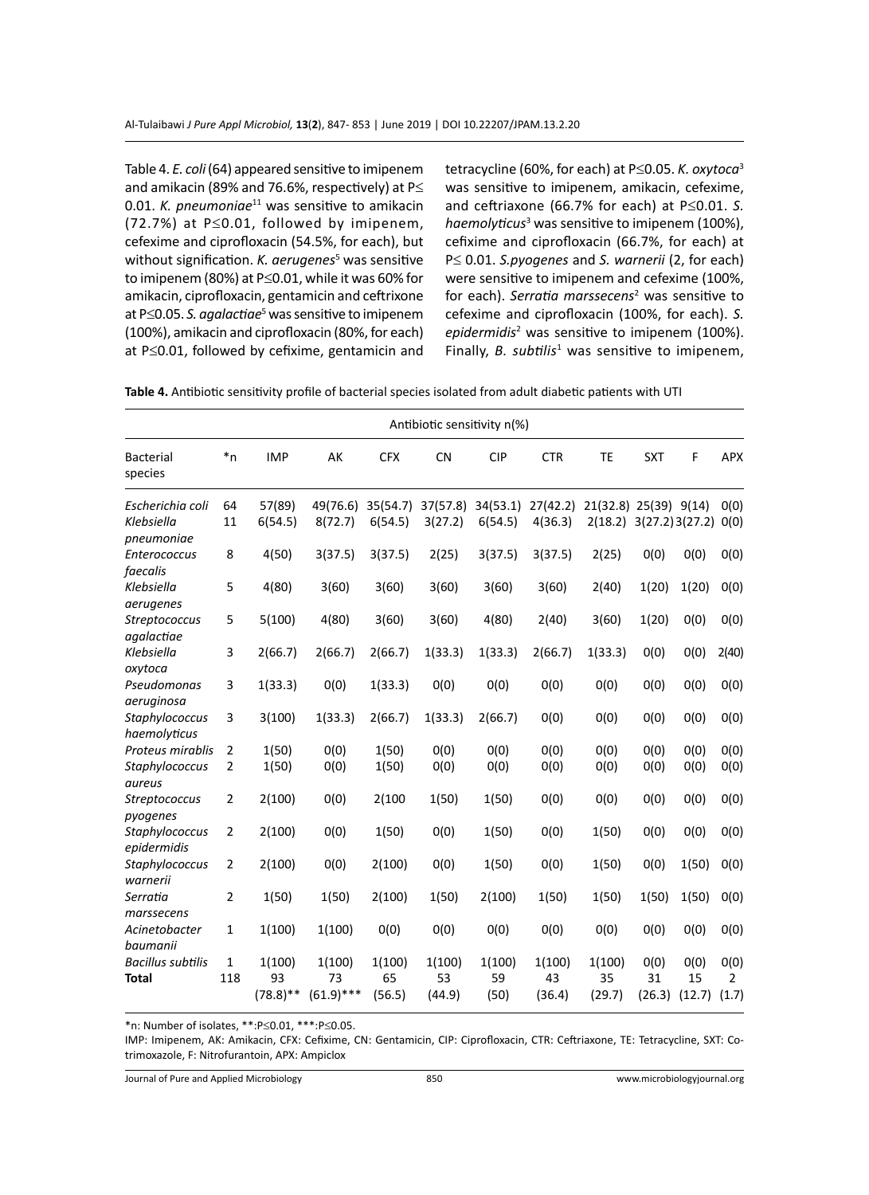Table 4. *E. coli* (64) appeared sensitive to imipenem and amikacin (89% and 76.6%, respectively) at P≤ 0.01. *K. pneumoniae*[11] was sensitive to amikacin (72.7%) at P≤0.01, followed by imipenem, cefexime and ciprofloxacin (54.5%, for each), but without signification. *K. aerugenes*[5] was sensitive to imipenem (80%) at P≤0.01, while it was 60% for amikacin, ciprofloxacin, gentamicin and ceftrixone at P≤0.05. *S. agalactiae*[5] was sensitive to imipenem (100%), amikacin and ciprofloxacin (80%, for each) at P≤0.01, followed by cefixime, gentamicin and tetracycline (60%, for each) at P≤0.05. *K. oxytoca*[3] was sensitive to imipenem, amikacin, cefexime, and ceftriaxone (66.7% for each) at P≤0.01. *S. haemolyticus*[3] was sensitive to imipenem (100%), cefixime and ciprofloxacin (66.7%, for each) at P≤ 0.01. *S.pyogenes* and *S. warnerii* (2, for each) were sensitive to imipenem and cefexime (100%, for each). *Serratia marssecens*[2] was sensitive to cefexime and ciprofloxacin (100%, for each). *S. epidermidis*[2] was sensitive to imipenem (100%). Finally, *B. subtilis*[1] was sensitive to imipenem,

**Table 4.** Antibiotic sensitivity profile of bacterial species isolated from adult diabetic patients with UTI

| | | Antibiotic sensitivity n(%) | | | | | | | | | |
|---|---|---|---|---|---|---|---|---|---|---|---|
| Bacterial species | *n | IMP | AK | CFX | CN | CIP | CTR | TE | SXT | F | APX |
| *Escherichia coli* | 64 | 57(89) | 49(76.6) | 35(54.7) | 37(57.8) | 34(53.1) | 27(42.2) | 21(32.8) | 25(39) | 9(14) | 0(0) |
| *Klebsiella pneumoniae* | 11 | 6(54.5) | 8(72.7) | 6(54.5) | 3(27.2) | 6(54.5) | 4(36.3) | 2(18.2) | 3(27.2) | 3(27.2) | 0(0) |
| *Enterococcus faecalis* | 8 | 4(50) | 3(37.5) | 3(37.5) | 2(25) | 3(37.5) | 3(37.5) | 2(25) | 0(0) | 0(0) | 0(0) |
| *Klebsiella aerugenes* | 5 | 4(80) | 3(60) | 3(60) | 3(60) | 3(60) | 3(60) | 2(40) | 1(20) | 1(20) | 0(0) |
| *Streptococcus agalactiae* | 5 | 5(100) | 4(80) | 3(60) | 3(60) | 4(80) | 2(40) | 3(60) | 1(20) | 0(0) | 0(0) |
| *Klebsiella oxytoca* | 3 | 2(66.7) | 2(66.7) | 2(66.7) | 1(33.3) | 1(33.3) | 2(66.7) | 1(33.3) | 0(0) | 0(0) | 2(40) |
| *Pseudomonas aeruginosa* | 3 | 1(33.3) | 0(0) | 1(33.3) | 0(0) | 0(0) | 0(0) | 0(0) | 0(0) | 0(0) | 0(0) |
| *Staphylococcus haemolyticus* | 3 | 3(100) | 1(33.3) | 2(66.7) | 1(33.3) | 2(66.7) | 0(0) | 0(0) | 0(0) | 0(0) | 0(0) |
| *Proteus mirablis* | 2 | 1(50) | 0(0) | 1(50) | 0(0) | 0(0) | 0(0) | 0(0) | 0(0) | 0(0) | 0(0) |
| *Staphylococcus aureus* | 2 | 1(50) | 0(0) | 1(50) | 0(0) | 0(0) | 0(0) | 0(0) | 0(0) | 0(0) | 0(0) |
| *Streptococcus pyogenes* | 2 | 2(100) | 0(0) | 2(100 | 1(50) | 1(50) | 0(0) | 0(0) | 0(0) | 0(0) | 0(0) |
| *Staphylococcus epidermidis* | 2 | 2(100) | 0(0) | 1(50) | 0(0) | 1(50) | 0(0) | 1(50) | 0(0) | 0(0) | 0(0) |
| *Staphylococcus warnerii* | 2 | 2(100) | 0(0) | 2(100) | 0(0) | 1(50) | 0(0) | 1(50) | 0(0) | 1(50) | 0(0) |
| *Serratia marssecens* | 2 | 1(50) | 1(50) | 2(100) | 1(50) | 2(100) | 1(50) | 1(50) | 1(50) | 1(50) | 0(0) |
| *Acinetobacter baumanii* | 1 | 1(100) | 1(100) | 0(0) | 0(0) | 0(0) | 0(0) | 0(0) | 0(0) | 0(0) | 0(0) |
| *Bacillus subtilis* | 1 | 1(100) | 1(100) | 1(100) | 1(100) | 1(100) | 1(100) | 1(100) | 0(0) | 0(0) | 0(0) |
| **Total** | 118 | 93 (78.8)** | 73 (61.9)*** | 65 (56.5) | 53 (44.9) | 59 (50) | 43 (36.4) | 35 (29.7) | 31 (26.3) | 15 (12.7) | 2 (1.7) |

*n: Number of isolates, **:P≤0.01, ***:P≤0.05.

IMP: Imipenem, AK: Amikacin, CFX: Cefixime, CN: Gentamicin, CIP: Ciprofloxacin, CTR: Ceftriaxone, TE: Tetracycline, SXT: Co-trimoxazole, F: Nitrofurantoin, APX: Ampiclox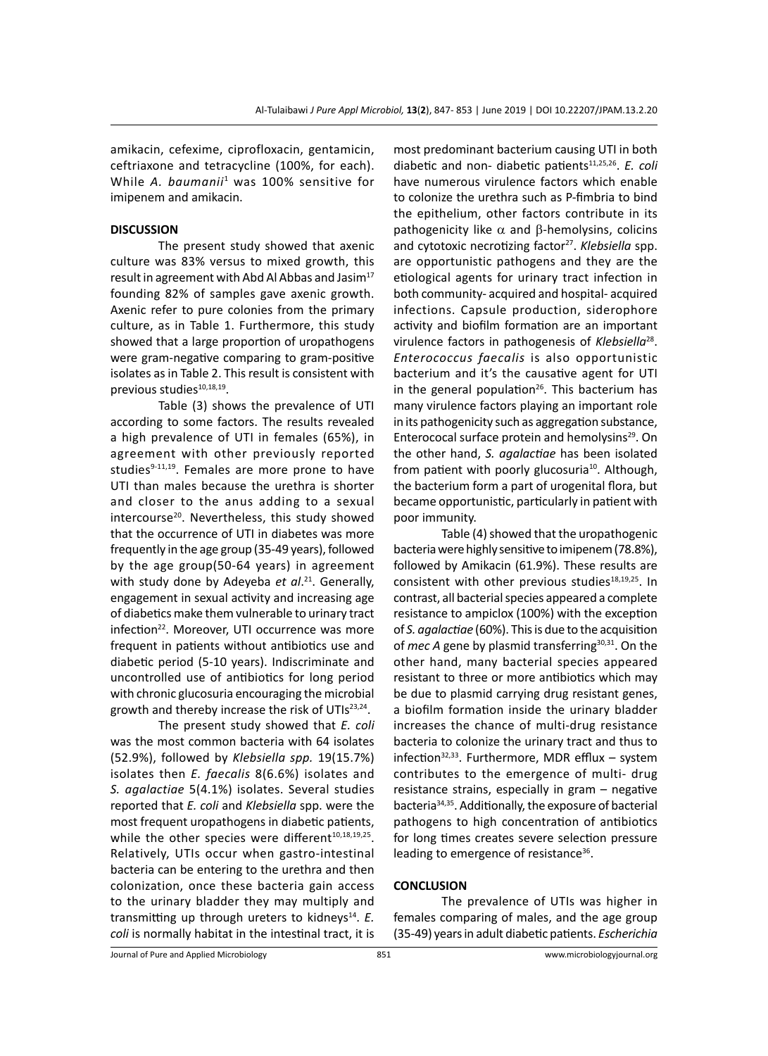amikacin, cefexime, ciprofloxacin, gentamicin, ceftriaxone and tetracycline (100%, for each). While *A. baumanii*[1] was 100% sensitive for imipenem and amikacin.

## DISCUSSION

The present study showed that axenic culture was 83% versus to mixed growth, this result in agreement with Abd Al Abbas and Jasim[17] founding 82% of samples gave axenic growth. Axenic refer to pure colonies from the primary culture, as in Table 1. Furthermore, this study showed that a large proportion of uropathogens were gram-negative comparing to gram-positive isolates as in Table 2. This result is consistent with previous studies[10,18,19].

Table (3) shows the prevalence of UTI according to some factors. The results revealed a high prevalence of UTI in females (65%), in agreement with other previously reported studies[9-11,19]. Females are more prone to have UTI than males because the urethra is shorter and closer to the anus adding to a sexual intercourse[20]. Nevertheless, this study showed that the occurrence of UTI in diabetes was more frequently in the age group (35-49 years), followed by the age group(50-64 years) in agreement with study done by Adeyeba *et al*.[21]. Generally, engagement in sexual activity and increasing age of diabetics make them vulnerable to urinary tract infection[22]. Moreover, UTI occurrence was more frequent in patients without antibiotics use and diabetic period (5-10 years). Indiscriminate and uncontrolled use of antibiotics for long period with chronic glucosuria encouraging the microbial growth and thereby increase the risk of UTIs[23,24].

The present study showed that *E. coli* was the most common bacteria with 64 isolates (52.9%), followed by *Klebsiella spp.* 19(15.7%) isolates then *E. faecalis* 8(6.6%) isolates and *S. agalactiae* 5(4.1%) isolates. Several studies reported that *E. coli* and *Klebsiella* spp. were the most frequent uropathogens in diabetic patients, while the other species were different[10,18,19,25]. Relatively, UTIs occur when gastro-intestinal bacteria can be entering to the urethra and then colonization, once these bacteria gain access to the urinary bladder they may multiply and transmitting up through ureters to kidneys[14]. *E. coli* is normally habitat in the intestinal tract, it is most predominant bacterium causing UTI in both diabetic and non- diabetic patients[11,25,26]. *E. coli* have numerous virulence factors which enable to colonize the urethra such as P-fimbria to bind the epithelium, other factors contribute in its pathogenicity like $\alpha$ and $\beta$-hemolysins, colicins and cytotoxic necrotizing factor[27]. *Klebsiella* spp. are opportunistic pathogens and they are the etiological agents for urinary tract infection in both community- acquired and hospital- acquired infections. Capsule production, siderophore activity and biofilm formation are an important virulence factors in pathogenesis of *Klebsiella*[28]. *Enterococcus faecalis* is also opportunistic bacterium and it's the causative agent for UTI in the general population[26]. This bacterium has many virulence factors playing an important role in its pathogenicity such as aggregation substance, Enterococal surface protein and hemolysins[29]. On the other hand, *S. agalactiae* has been isolated from patient with poorly glucosuria[10]. Although, the bacterium form a part of urogenital flora, but became opportunistic, particularly in patient with poor immunity.

Table (4) showed that the uropathogenic bacteria were highly sensitive to imipenem (78.8%), followed by Amikacin (61.9%). These results are consistent with other previous studies[18,19,25]. In contrast, all bacterial species appeared a complete resistance to ampiclox (100%) with the exception of *S. agalactiae* (60%). This is due to the acquisition of *mec A* gene by plasmid transferring[30,31]. On the other hand, many bacterial species appeared resistant to three or more antibiotics which may be due to plasmid carrying drug resistant genes, a biofilm formation inside the urinary bladder increases the chance of multi-drug resistance bacteria to colonize the urinary tract and thus to infection[32,33]. Furthermore, MDR efflux – system contributes to the emergence of multi- drug resistance strains, especially in gram – negative bacteria[34,35]. Additionally, the exposure of bacterial pathogens to high concentration of antibiotics for long times creates severe selection pressure leading to emergence of resistance[36].

## CONCLUSION

The prevalence of UTIs was higher in females comparing of males, and the age group (35-49) years in adult diabetic patients. *Escherichia*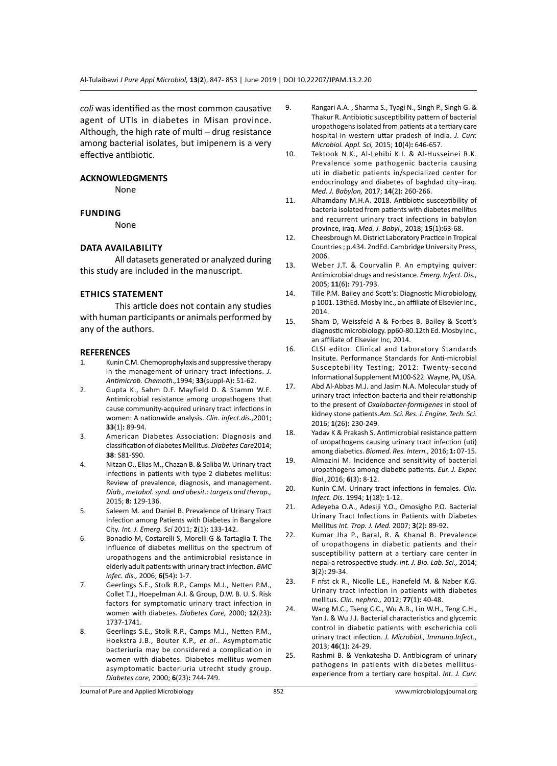*coli* was identified as the most common causative agent of UTIs in diabetes in Misan province. Although, the high rate of multi – drug resistance among bacterial isolates, but imipenem is a very effective antibiotic.

## ACKNOWLEDGMENTS

None

## FUNDING

None

## DATA AVAILABILITY

All datasets generated or analyzed during this study are included in the manuscript.

## ETHICS STATEMENT

This article does not contain any studies with human participants or animals performed by any of the authors.

## REFERENCES

1. Kunin C.M. Chemoprophylaxis and suppressive therapy in the management of urinary tract infections. *J. Antimicrob. Chemoth.,*1994; **33**(suppl-A)**:** 51-62.
2. Gupta K., Sahm D.F. Mayfield D. & Stamm W.E. Antimicrobial resistance among uropathogens that cause community-acquired urinary tract infections in women: A nationwide analysis. *Clin. infect.dis.,*2001; **33**(1)**:** 89-94.
3. American Diabetes Association: Diagnosis and classification of diabetes Mellitus. *Diabetes Care*2014; **38**: S81-S90.
4. Nitzan O., Elias M., Chazan B. & Saliba W. Urinary tract infections in patients with type 2 diabetes mellitus: Review of prevalence, diagnosis, and management. *Diab., metabol. synd. and obesit.: targets and therap.,* 2015; **8:** 129-136.
5. Saleem M. and Daniel B. Prevalence of Urinary Tract Infection among Patients with Diabetes in Bangalore City. *Int. J. Emerg. Sci* 2011; **2**(1)**:** 133-142.
6. Bonadio M, Costarelli S, Morelli G & Tartaglia T. The influence of diabetes mellitus on the spectrum of uropathogens and the antimicrobial resistance in elderly adult patients with urinary tract infection. *BMC infec. dis.,* 2006; **6(**54)**:** 1-7.
7. Geerlings S.E., Stolk R.P., Camps M.J., Netten P.M., Collet T.J., Hoepelman A.I. & Group, D.W. B. U. S. Risk factors for symptomatic urinary tract infection in women with diabetes. *Diabetes Care,* 2000; **12**(23)**:** 1737-1741.
8. Geerlings S.E., Stolk R.P., Camps M.J., Netten P.M., Hoekstra J.B., Bouter K.P*., et al.*. Asymptomatic bacteriuria may be considered a complication in women with diabetes. Diabetes mellitus women asymptomatic bacteriuria utrecht study group. *Diabetes care,* 2000; **6**(23)**:** 744-749.
9. Rangari A.A. , Sharma S., Tyagi N., Singh P., Singh G. & Thakur R. Antibiotic susceptibility pattern of bacterial uropathogens isolated from patients at a tertiary care hospital in western uttar pradesh of india. *J. Curr. Microbiol. Appl. Sci,* 2015; **10**(4)**:** 646-657.
10. Tektook N.K., Al-Lehibi K.I. & Al-Husseinei R.K. Prevalence some pathogenic bacteria causing uti in diabetic patients in/specialized center for endocrinology and diabetes of baghdad city–iraq. *Med. J. Babylon,* 2017; **14**(2)**:** 260-266.
11. Alhamdany M.H.A. 2018. Antibiotic susceptibility of bacteria isolated from patients with diabetes mellitus and recurrent urinary tract infections in babylon province, iraq. *Med. J. Babyl.,* 2018; **15**(1)**:**63-68.
12. Cheesbrough M. District Laboratory Practice in Tropical Countries ; p.434. 2ndEd. Cambridge University Press, 2006.
13. Weber J.T. & Courvalin P. An emptying quiver: Antimicrobial drugs and resistance. *Emerg. Infect. Dis.,* 2005; **11**(6)**:** 791-793.
14. Tille P.M. Bailey and Scott's: Diagnostic Microbiology, p 1001. 13thEd. Mosby Inc., an affiliate of Elsevier Inc., 2014.
15. Sham D, Weissfeld A & Forbes B. Bailey & Scott's diagnostic microbiology. pp60-80.12th Ed. Mosby Inc., an affiliate of Elsevier Inc, 2014.
16. CLSI editor. Clinical and Laboratory Standards Insitute. Performance Standards for Anti-microbial Susceptebility Testing; 2012: Twenty-second Informational Supplement M100-S22. Wayne, PA, USA.
17. Abd Al-Abbas M.J. and Jasim N.A. Molecular study of urinary tract infection bacteria and their relationship to the present of *Oxalobacter-formigenes* in stool of kidney stone patients.*Am. Sci. Res. J. Engine. Tech. Sci*. 2016; **1**(26)**:** 230-249.
18. Yadav K & Prakash S. Antimicrobial resistance pattern of uropathogens causing urinary tract infection (uti) among diabetics. *Biomed. Res. Intern.,* 2016; **1:** 07-15.
19. Almazini M. Incidence and sensitivity of bacterial uropathogens among diabetic patients. *Eur. J. Exper. Biol.,*2016; **6**(3)**:** 8-12.
20. Kunin C.M. Urinary tract infections in females. *Clin. Infect. Dis*. 1994; **1**(18)**:** 1-12.
21. Adeyeba O.A., Adesiji Y.O., Omosigho P.O. Bacterial Urinary Tract Infections in Patients with Diabetes Mellitus *Int. Trop. J. Med.* 2007; **3**(2)**:** 89-92.
22. Kumar Jha P., Baral, R. & Khanal B. Prevalence of uropathogens in diabetic patients and their susceptibility pattern at a tertiary care center in nepal-a retrospective study. *Int. J. Bio. Lab. Sci.,* 2014; **3**(2)**:** 29-34.
23. F nfst ck R., Nicolle L.E., Hanefeld M. & Naber K.G. Urinary tract infection in patients with diabetes mellitus. *Clin. nephro.,* 2012; **77**(1)**:** 40-48.
24. Wang M.C., Tseng C.C., Wu A.B., Lin W.H., Teng C.H., Yan J. & Wu J.J. Bacterial characteristics and glycemic control in diabetic patients with escherichia coli urinary tract infection. *J. Microbiol., Immuno.Infect.,* 2013; **46**(1)**:** 24-29.
25. Rashmi B. & Venkatesha D. Antibiogram of urinary pathogens in patients with diabetes mellitus-experience from a tertiary care hospital. *Int. J. Curr.*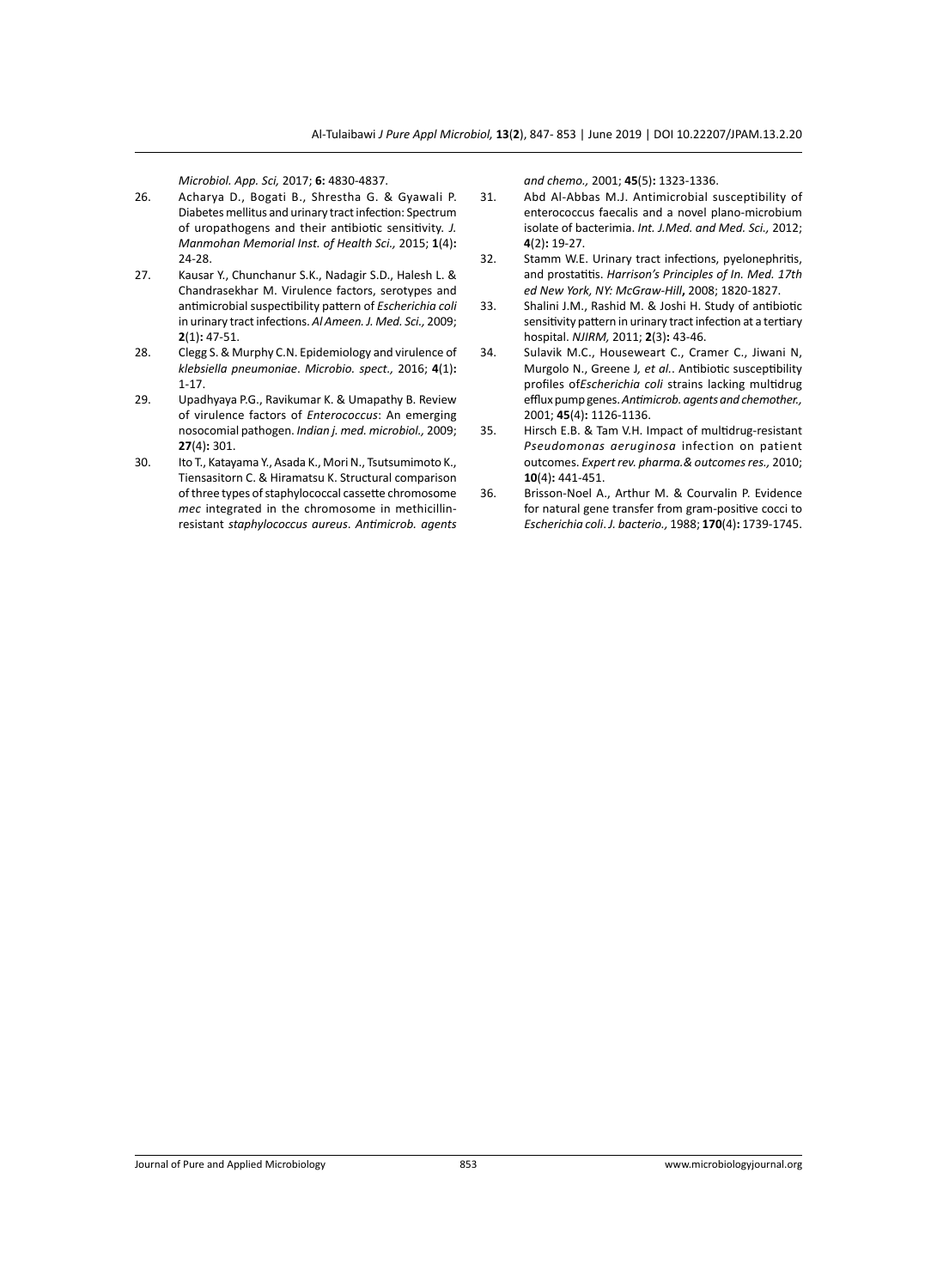*Microbiol. App. Sci,* 2017; **6:** 4830-4837.

26. Acharya D., Bogati B., Shrestha G. & Gyawali P. Diabetes mellitus and urinary tract infection: Spectrum of uropathogens and their antibiotic sensitivity. *J. Manmohan Memorial Inst. of Health Sci.,* 2015; **1**(4)**:** 24-28.
27. Kausar Y., Chunchanur S.K., Nadagir S.D., Halesh L. & Chandrasekhar M. Virulence factors, serotypes and antimicrobial suspectibility pattern of *Escherichia coli* in urinary tract infections. *Al Ameen. J. Med. Sci.,* 2009; **2**(1)**:** 47-51.
28. Clegg S. & Murphy C.N. Epidemiology and virulence of *klebsiella pneumoniae*. *Microbio. spect.,* 2016; **4**(1)**:** 1-17.
29. Upadhyaya P.G., Ravikumar K. & Umapathy B. Review of virulence factors of *Enterococcus*: An emerging nosocomial pathogen. *Indian j. med. microbiol.,* 2009; **27**(4)**:** 301.
30. Ito T., Katayama Y., Asada K., Mori N., Tsutsumimoto K., Tiensasitorn C. & Hiramatsu K. Structural comparison of three types of staphylococcal cassette chromosome *mec* integrated in the chromosome in methicillin-resistant *staphylococcus aureus*. *Antimicrob. agents and chemo.,* 2001; **45**(5)**:** 1323-1336.
31. Abd Al-Abbas M.J. Antimicrobial susceptibility of enterococcus faecalis and a novel plano-microbium isolate of bacterimia. *Int. J.Med. and Med. Sci.,* 2012; **4**(2)**:** 19-27.
32. Stamm W.E. Urinary tract infections, pyelonephritis, and prostatitis. *Harrison's Principles of In. Med. 17th ed New York, NY: McGraw-Hill***,** 2008; 1820-1827.
33. Shalini J.M., Rashid M. & Joshi H. Study of antibiotic sensitivity pattern in urinary tract infection at a tertiary hospital. *NJIRM,* 2011; **2**(3)**:** 43-46.
34. Sulavik M.C., Houseweart C., Cramer C., Jiwani N, Murgolo N., Greene J*, et al.*. Antibiotic susceptibility profiles of*Escherichia coli* strains lacking multidrug efflux pump genes. *Antimicrob. agents and chemother.,* 2001; **45**(4)**:** 1126-1136.
35. Hirsch E.B. & Tam V.H. Impact of multidrug-resistant *Pseudomonas aeruginosa* infection on patient outcomes. *Expert rev. pharma.& outcomes res.,* 2010; **10**(4)**:** 441-451.
36. Brisson-Noel A., Arthur M. & Courvalin P. Evidence for natural gene transfer from gram-positive cocci to *Escherichia coli*. *J. bacterio.,* 1988; **170**(4)**:** 1739-1745.